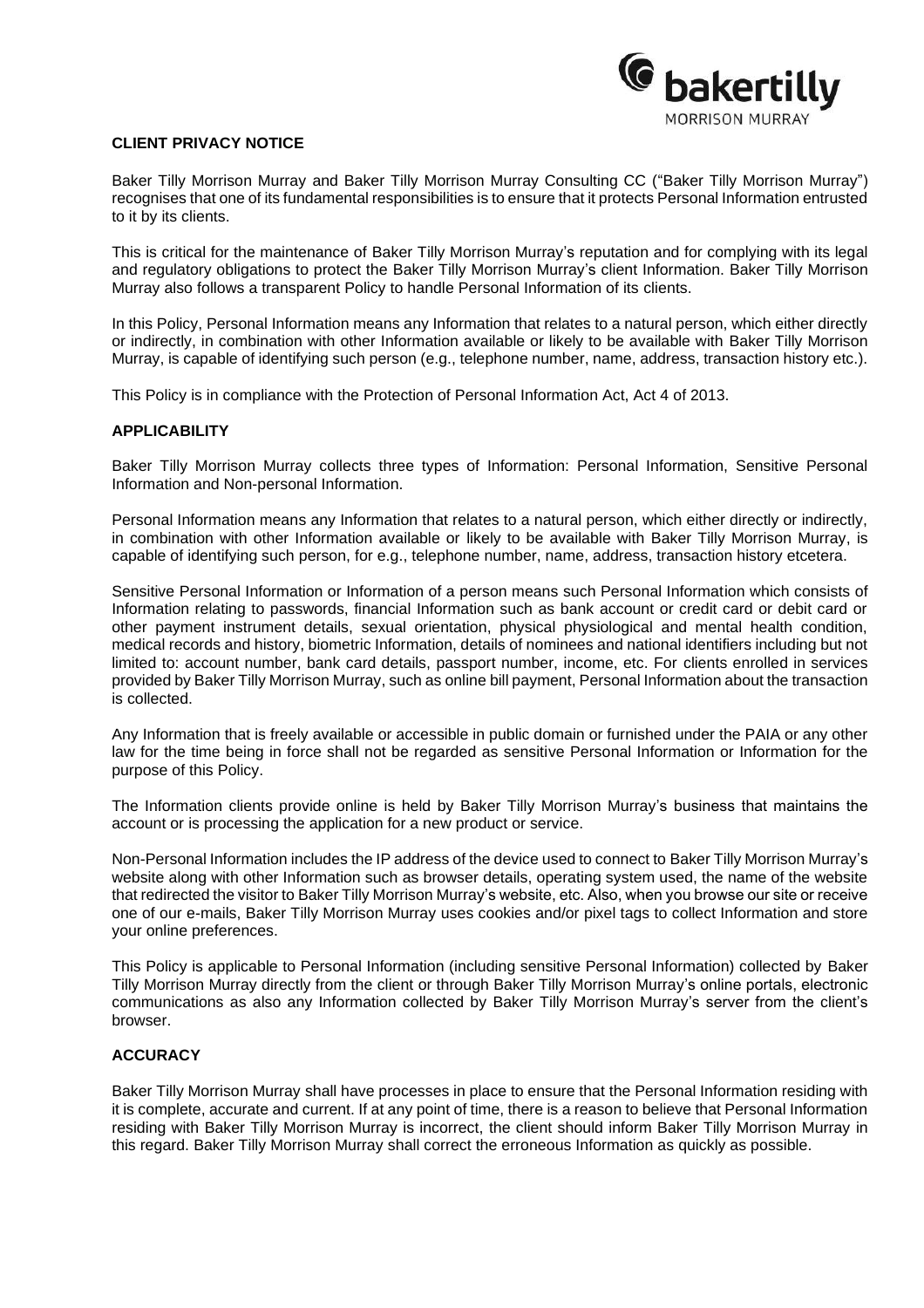## CLIENT PRIVACY NOTICE

Baker Tilly Morrison Murray and Baker Tilly Morrison Murray Consulting CC ("Baker Tilly Morrison Murray") recognises that one of its fundamental responsibilities is to ensure that it protects Personal Information entrusted to it by its clients.

This is critical for the maintenance of Baker Tilly Morrison Murray's reputation and for complying with its legal and regulatory obligations to protect the Baker Tilly Morrison Murray's client Information. Baker Tilly Morrison Murray also follows a transparent Policy to handle Personal Information of its clients.

In this Policy, Personal Information means any Information that relates to a natural person, which either directly or indirectly, in combination with other Information available or likely to be available with Baker Tilly Morrison Murray, is capable of identifying such person (e.g., telephone number, name, address, transaction history etc.).

This Policy is in compliance with the Protection of Personal Information Act, Act 4 of 2013.

## APPLICABILITY

Baker Tilly Morrison Murray collects three types of Information: Personal Information, Sensitive Personal Information and Non-personal Information.

Personal Information means any Information that relates to a natural person, which either directly or indirectly, in combination with other Information available or likely to be available with Baker Tilly Morrison Murray, is capable of identifying such person, for e.g., telephone number, name, address, transaction history etcetera.

Sensitive Personal Information or Information of a person means such Personal Information which consists of Information relating to passwords, financial Information such as bank account or credit card or debit card or other payment instrument details, sexual orientation, physical physiological and mental health condition, medical records and history, biometric Information, details of nominees and national identifiers including but not limited to: account number, bank card details, passport number, income, etc. For clients enrolled in services provided by Baker Tilly Morrison Murray, such as online bill payment, Personal Information about the transaction is collected.

Any Information that is freely available or accessible in public domain or furnished under the PAIA or any other law for the time being in force shall not be regarded as sensitive Personal Information or Information for the purpose of this Policy.

The Information clients provide online is held by Baker Tilly Morrison Murray's business that maintains the account or is processing the application for a new product or service.

Non-Personal Information includes the IP address of the device used to connect to Baker Tilly Morrison Murray's website along with other Information such as browser details, operating system used, the name of the website that redirected the visitor to Baker Tilly Morrison Murray's website, etc. Also, when you browse our site or receive one of our e-mails, Baker Tilly Morrison Murray uses cookies and/or pixel tags to collect Information and store your online preferences.

This Policy is applicable to Personal Information (including sensitive Personal Information) collected by Baker Tilly Morrison Murray directly from the client or through Baker Tilly Morrison Murray's online portals, electronic communications as also any Information collected by Baker Tilly Morrison Murray's server from the client's browser.

## ACCURACY

Baker Tilly Morrison Murray shall have processes in place to ensure that the Personal Information residing with it is complete, accurate and current. If at any point of time, there is a reason to believe that Personal Information residing with Baker Tilly Morrison Murray is incorrect, the client should inform Baker Tilly Morrison Murray in this regard. Baker Tilly Morrison Murray shall correct the erroneous Information as quickly as possible.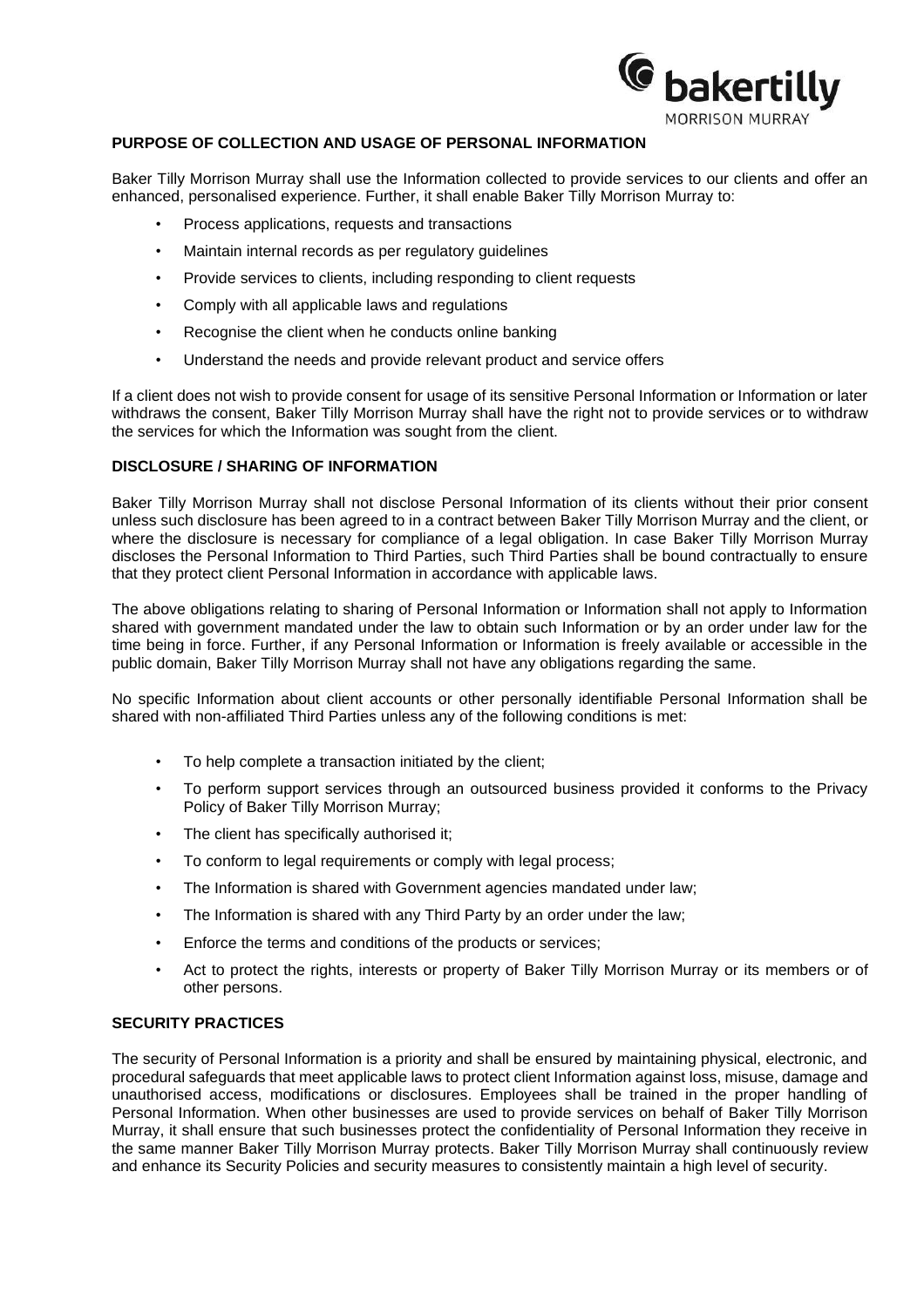## PURPOSE OF COLLECTION AND USAGE OF PERSONAL INFORMATION

Baker Tilly Morrison Murray shall use the Information collected to provide services to our clients and offer an enhanced, personalised experience. Further, it shall enable Baker Tilly Morrison Murray to:

- Process applications, requests and transactions
- Maintain internal records as per regulatory guidelines
- Provide services to clients, including responding to client requests
- Comply with all applicable laws and regulations
- Recognise the client when he conducts online banking
- Understand the needs and provide relevant product and service offers

If a client does not wish to provide consent for usage of its sensitive Personal Information or Information or later withdraws the consent, Baker Tilly Morrison Murray shall have the right not to provide services or to withdraw the services for which the Information was sought from the client.

## DISCLOSURE / SHARING OF INFORMATION

Baker Tilly Morrison Murray shall not disclose Personal Information of its clients without their prior consent unless such disclosure has been agreed to in a contract between Baker Tilly Morrison Murray and the client, or where the disclosure is necessary for compliance of a legal obligation. In case Baker Tilly Morrison Murray discloses the Personal Information to Third Parties, such Third Parties shall be bound contractually to ensure that they protect client Personal Information in accordance with applicable laws.

The above obligations relating to sharing of Personal Information or Information shall not apply to Information shared with government mandated under the law to obtain such Information or by an order under law for the time being in force. Further, if any Personal Information or Information is freely available or accessible in the public domain, Baker Tilly Morrison Murray shall not have any obligations regarding the same.

No specific Information about client accounts or other personally identifiable Personal Information shall be shared with non-affiliated Third Parties unless any of the following conditions is met:

- To help complete a transaction initiated by the client;
- To perform support services through an outsourced business provided it conforms to the Privacy Policy of Baker Tilly Morrison Murray;
- The client has specifically authorised it;
- To conform to legal requirements or comply with legal process;
- The Information is shared with Government agencies mandated under law;
- The Information is shared with any Third Party by an order under the law;
- Enforce the terms and conditions of the products or services;
- Act to protect the rights, interests or property of Baker Tilly Morrison Murray or its members or of other persons.

## SECURITY PRACTICES

The security of Personal Information is a priority and shall be ensured by maintaining physical, electronic, and procedural safeguards that meet applicable laws to protect client Information against loss, misuse, damage and unauthorised access, modifications or disclosures. Employees shall be trained in the proper handling of Personal Information. When other businesses are used to provide services on behalf of Baker Tilly Morrison Murray, it shall ensure that such businesses protect the confidentiality of Personal Information they receive in the same manner Baker Tilly Morrison Murray protects. Baker Tilly Morrison Murray shall continuously review and enhance its Security Policies and security measures to consistently maintain a high level of security.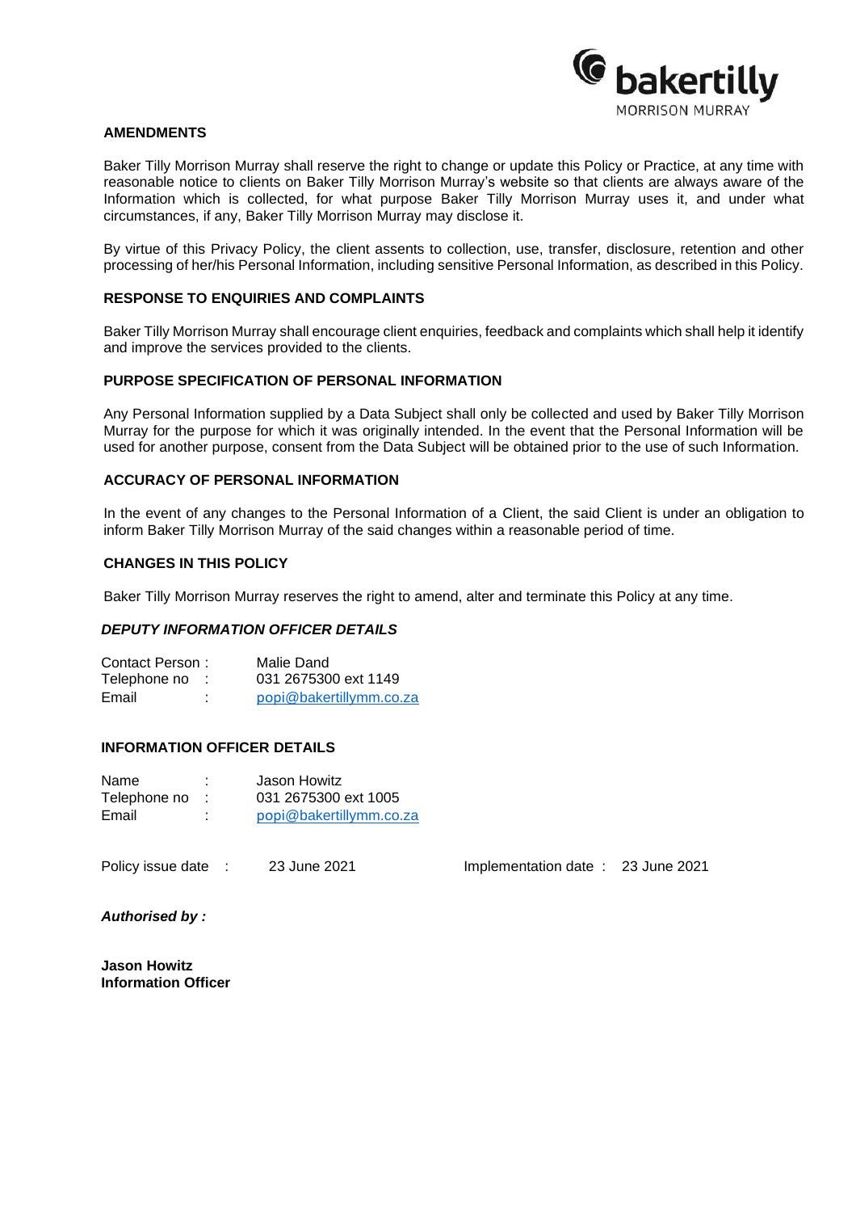## AMENDMENTS

Baker Tilly Morrison Murray shall reserve the right to change or update this Policy or Practice, at any time with reasonable notice to clients on Baker Tilly Morrison Murray's website so that clients are always aware of the Information which is collected, for what purpose Baker Tilly Morrison Murray uses it, and under what circumstances, if any, Baker Tilly Morrison Murray may disclose it.

By virtue of this Privacy Policy, the client assents to collection, use, transfer, disclosure, retention and other processing of her/his Personal Information, including sensitive Personal Information, as described in this Policy.

## RESPONSE TO ENQUIRIES AND COMPLAINTS

Baker Tilly Morrison Murray shall encourage client enquiries, feedback and complaints which shall help it identify and improve the services provided to the clients.

## PURPOSE SPECIFICATION OF PERSONAL INFORMATION

Any Personal Information supplied by a Data Subject shall only be collected and used by Baker Tilly Morrison Murray for the purpose for which it was originally intended. In the event that the Personal Information will be used for another purpose, consent from the Data Subject will be obtained prior to the use of such Information.

## ACCURACY OF PERSONAL INFORMATION

In the event of any changes to the Personal Information of a Client, the said Client is under an obligation to inform Baker Tilly Morrison Murray of the said changes within a reasonable period of time.

## CHANGES IN THIS POLICY

Baker Tilly Morrison Murray reserves the right to amend, alter and terminate this Policy at any time.

## *DEPUTY INFORMATION OFFICER DETAILS*

| | |
|---|---|
| Contact Person : | Malie Dand |
| Telephone no : | 031 2675300 ext 1149 |
| Email : | popi@bakertillymm.co.za |

## INFORMATION OFFICER DETAILS

| | |
|---|---|
| Name : | Jason Howitz |
| Telephone no : | 031 2675300 ext 1005 |
| Email : | popi@bakertillymm.co.za |

Policy issue date : 23 June 2021 Implementation date : 23 June 2021

***Authorised by :***

**Jason Howitz**
**Information Officer**